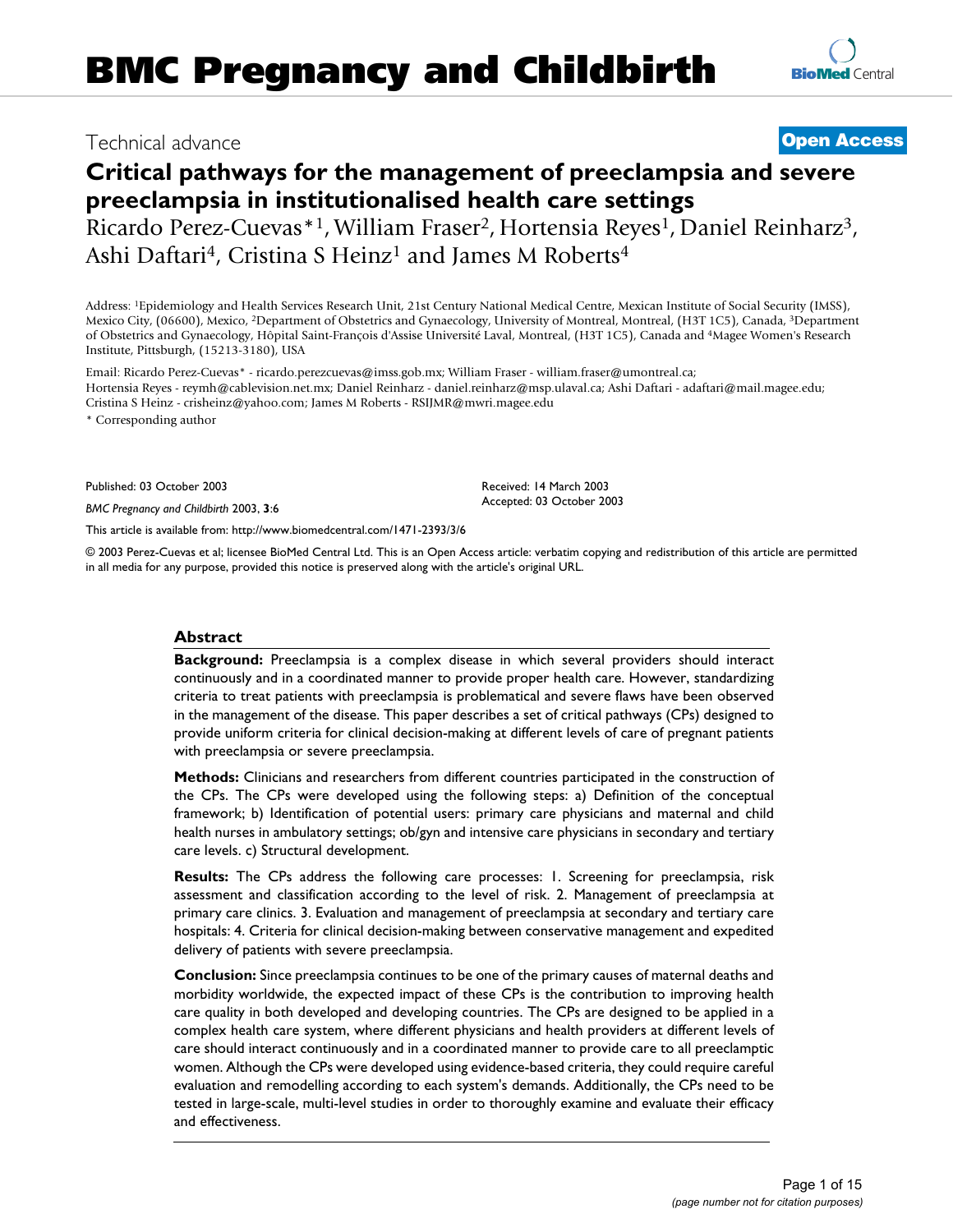# BMC Pregnancy and Childbirth

Technical advance

**Open Access**

## Critical pathways for the management of preeclampsia and severe preeclampsia in institutionalised health care settings

Ricardo Perez-Cuevas*[1], William Fraser[2], Hortensia Reyes[1], Daniel Reinharz[3], Ashi Daftari[4], Cristina S Heinz[1] and James M Roberts[4]

Address: [1]Epidemiology and Health Services Research Unit, 21st Century National Medical Centre, Mexican Institute of Social Security (IMSS), Mexico City, (06600), Mexico, [2]Department of Obstetrics and Gynaecology, University of Montreal, Montreal, (H3T 1C5), Canada, [3]Department of Obstetrics and Gynaecology, Hôpital Saint-François d'Assise Université Laval, Montreal, (H3T 1C5), Canada and [4]Magee Women's Research Institute, Pittsburgh, (15213-3180), USA

Email: Ricardo Perez-Cuevas* - ricardo.perezcuevas@imss.gob.mx; William Fraser - william.fraser@umontreal.ca; Hortensia Reyes - reymh@cablevision.net.mx; Daniel Reinharz - daniel.reinharz@msp.ulaval.ca; Ashi Daftari - adaftari@mail.magee.edu; Cristina S Heinz - crisheinz@yahoo.com; James M Roberts - RSIJMR@mwri.magee.edu

* Corresponding author

Published: 03 October 2003

*BMC Pregnancy and Childbirth* 2003, **3**:6

Received: 14 March 2003
Accepted: 03 October 2003

This article is available from: http://www.biomedcentral.com/1471-2393/3/6

© 2003 Perez-Cuevas et al; licensee BioMed Central Ltd. This is an Open Access article: verbatim copying and redistribution of this article are permitted in all media for any purpose, provided this notice is preserved along with the article's original URL.

### Abstract

**Background:** Preeclampsia is a complex disease in which several providers should interact continuously and in a coordinated manner to provide proper health care. However, standardizing criteria to treat patients with preeclampsia is problematical and severe flaws have been observed in the management of the disease. This paper describes a set of critical pathways (CPs) designed to provide uniform criteria for clinical decision-making at different levels of care of pregnant patients with preeclampsia or severe preeclampsia.

**Methods:** Clinicians and researchers from different countries participated in the construction of the CPs. The CPs were developed using the following steps: a) Definition of the conceptual framework; b) Identification of potential users: primary care physicians and maternal and child health nurses in ambulatory settings; ob/gyn and intensive care physicians in secondary and tertiary care levels. c) Structural development.

**Results:** The CPs address the following care processes: 1. Screening for preeclampsia, risk assessment and classification according to the level of risk. 2. Management of preeclampsia at primary care clinics. 3. Evaluation and management of preeclampsia at secondary and tertiary care hospitals: 4. Criteria for clinical decision-making between conservative management and expedited delivery of patients with severe preeclampsia.

**Conclusion:** Since preeclampsia continues to be one of the primary causes of maternal deaths and morbidity worldwide, the expected impact of these CPs is the contribution to improving health care quality in both developed and developing countries. The CPs are designed to be applied in a complex health care system, where different physicians and health providers at different levels of care should interact continuously and in a coordinated manner to provide care to all preeclamptic women. Although the CPs were developed using evidence-based criteria, they could require careful evaluation and remodelling according to each system's demands. Additionally, the CPs need to be tested in large-scale, multi-level studies in order to thoroughly examine and evaluate their efficacy and effectiveness.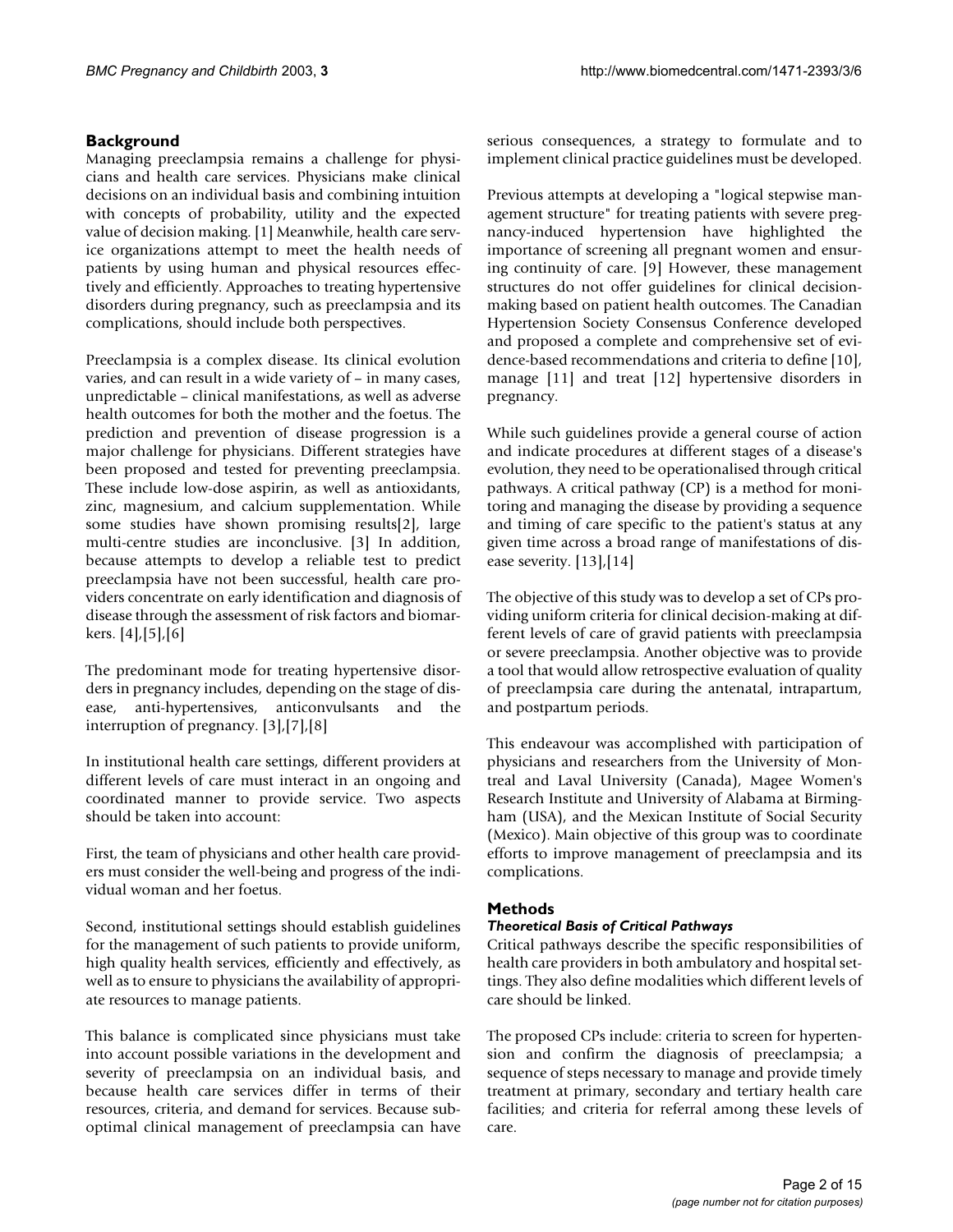## Background

Managing preeclampsia remains a challenge for physicians and health care services. Physicians make clinical decisions on an individual basis and combining intuition with concepts of probability, utility and the expected value of decision making. [1] Meanwhile, health care service organizations attempt to meet the health needs of patients by using human and physical resources effectively and efficiently. Approaches to treating hypertensive disorders during pregnancy, such as preeclampsia and its complications, should include both perspectives.

Preeclampsia is a complex disease. Its clinical evolution varies, and can result in a wide variety of – in many cases, unpredictable – clinical manifestations, as well as adverse health outcomes for both the mother and the foetus. The prediction and prevention of disease progression is a major challenge for physicians. Different strategies have been proposed and tested for preventing preeclampsia. These include low-dose aspirin, as well as antioxidants, zinc, magnesium, and calcium supplementation. While some studies have shown promising results[2], large multi-centre studies are inconclusive. [3] In addition, because attempts to develop a reliable test to predict preeclampsia have not been successful, health care providers concentrate on early identification and diagnosis of disease through the assessment of risk factors and biomarkers. [4],[5],[6]

The predominant mode for treating hypertensive disorders in pregnancy includes, depending on the stage of disease, anti-hypertensives, anticonvulsants and the interruption of pregnancy. [3],[7],[8]

In institutional health care settings, different providers at different levels of care must interact in an ongoing and coordinated manner to provide service. Two aspects should be taken into account:

First, the team of physicians and other health care providers must consider the well-being and progress of the individual woman and her foetus.

Second, institutional settings should establish guidelines for the management of such patients to provide uniform, high quality health services, efficiently and effectively, as well as to ensure to physicians the availability of appropriate resources to manage patients.

This balance is complicated since physicians must take into account possible variations in the development and severity of preeclampsia on an individual basis, and because health care services differ in terms of their resources, criteria, and demand for services. Because suboptimal clinical management of preeclampsia can have serious consequences, a strategy to formulate and to implement clinical practice guidelines must be developed.

Previous attempts at developing a "logical stepwise management structure" for treating patients with severe pregnancy-induced hypertension have highlighted the importance of screening all pregnant women and ensuring continuity of care. [9] However, these management structures do not offer guidelines for clinical decision-making based on patient health outcomes. The Canadian Hypertension Society Consensus Conference developed and proposed a complete and comprehensive set of evidence-based recommendations and criteria to define [10], manage [11] and treat [12] hypertensive disorders in pregnancy.

While such guidelines provide a general course of action and indicate procedures at different stages of a disease's evolution, they need to be operationalised through critical pathways. A critical pathway (CP) is a method for monitoring and managing the disease by providing a sequence and timing of care specific to the patient's status at any given time across a broad range of manifestations of disease severity. [13],[14]

The objective of this study was to develop a set of CPs providing uniform criteria for clinical decision-making at different levels of care of gravid patients with preeclampsia or severe preeclampsia. Another objective was to provide a tool that would allow retrospective evaluation of quality of preeclampsia care during the antenatal, intrapartum, and postpartum periods.

This endeavour was accomplished with participation of physicians and researchers from the University of Montreal and Laval University (Canada), Magee Women's Research Institute and University of Alabama at Birmingham (USA), and the Mexican Institute of Social Security (Mexico). Main objective of this group was to coordinate efforts to improve management of preeclampsia and its complications.

## Methods

### *Theoretical Basis of Critical Pathways*

Critical pathways describe the specific responsibilities of health care providers in both ambulatory and hospital settings. They also define modalities which different levels of care should be linked.

The proposed CPs include: criteria to screen for hypertension and confirm the diagnosis of preeclampsia; a sequence of steps necessary to manage and provide timely treatment at primary, secondary and tertiary health care facilities; and criteria for referral among these levels of care.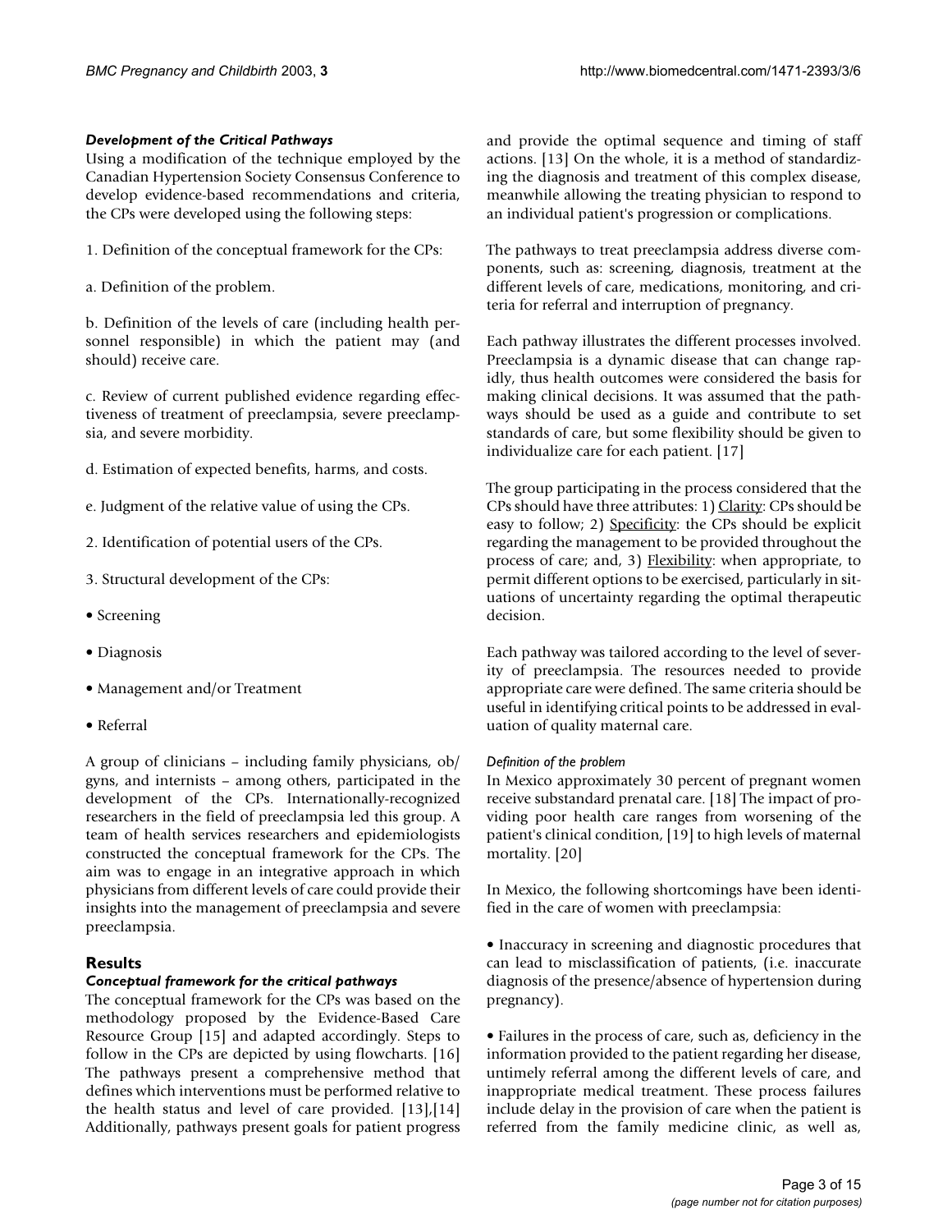### *Development of the Critical Pathways*

Using a modification of the technique employed by the Canadian Hypertension Society Consensus Conference to develop evidence-based recommendations and criteria, the CPs were developed using the following steps:

1. Definition of the conceptual framework for the CPs:

a. Definition of the problem.

b. Definition of the levels of care (including health personnel responsible) in which the patient may (and should) receive care.

c. Review of current published evidence regarding effectiveness of treatment of preeclampsia, severe preeclampsia, and severe morbidity.

d. Estimation of expected benefits, harms, and costs.

e. Judgment of the relative value of using the CPs.

2. Identification of potential users of the CPs.

3. Structural development of the CPs:

• Screening

• Diagnosis

• Management and/or Treatment

• Referral

A group of clinicians – including family physicians, ob/gyns, and internists – among others, participated in the development of the CPs. Internationally-recognized researchers in the field of preeclampsia led this group. A team of health services researchers and epidemiologists constructed the conceptual framework for the CPs. The aim was to engage in an integrative approach in which physicians from different levels of care could provide their insights into the management of preeclampsia and severe preeclampsia.

## Results

### *Conceptual framework for the critical pathways*

The conceptual framework for the CPs was based on the methodology proposed by the Evidence-Based Care Resource Group [15] and adapted accordingly. Steps to follow in the CPs are depicted by using flowcharts. [16] The pathways present a comprehensive method that defines which interventions must be performed relative to the health status and level of care provided. [13],[14] Additionally, pathways present goals for patient progress and provide the optimal sequence and timing of staff actions. [13] On the whole, it is a method of standardizing the diagnosis and treatment of this complex disease, meanwhile allowing the treating physician to respond to an individual patient's progression or complications.

The pathways to treat preeclampsia address diverse components, such as: screening, diagnosis, treatment at the different levels of care, medications, monitoring, and criteria for referral and interruption of pregnancy.

Each pathway illustrates the different processes involved. Preeclampsia is a dynamic disease that can change rapidly, thus health outcomes were considered the basis for making clinical decisions. It was assumed that the pathways should be used as a guide and contribute to set standards of care, but some flexibility should be given to individualize care for each patient. [17]

The group participating in the process considered that the CPs should have three attributes: 1) Clarity: CPs should be easy to follow; 2) Specificity: the CPs should be explicit regarding the management to be provided throughout the process of care; and, 3) Flexibility: when appropriate, to permit different options to be exercised, particularly in situations of uncertainty regarding the optimal therapeutic decision.

Each pathway was tailored according to the level of severity of preeclampsia. The resources needed to provide appropriate care were defined. The same criteria should be useful in identifying critical points to be addressed in evaluation of quality maternal care.

#### *Definition of the problem*

In Mexico approximately 30 percent of pregnant women receive substandard prenatal care. [18] The impact of providing poor health care ranges from worsening of the patient's clinical condition, [19] to high levels of maternal mortality. [20]

In Mexico, the following shortcomings have been identified in the care of women with preeclampsia:

• Inaccuracy in screening and diagnostic procedures that can lead to misclassification of patients, (i.e. inaccurate diagnosis of the presence/absence of hypertension during pregnancy).

• Failures in the process of care, such as, deficiency in the information provided to the patient regarding her disease, untimely referral among the different levels of care, and inappropriate medical treatment. These process failures include delay in the provision of care when the patient is referred from the family medicine clinic, as well as,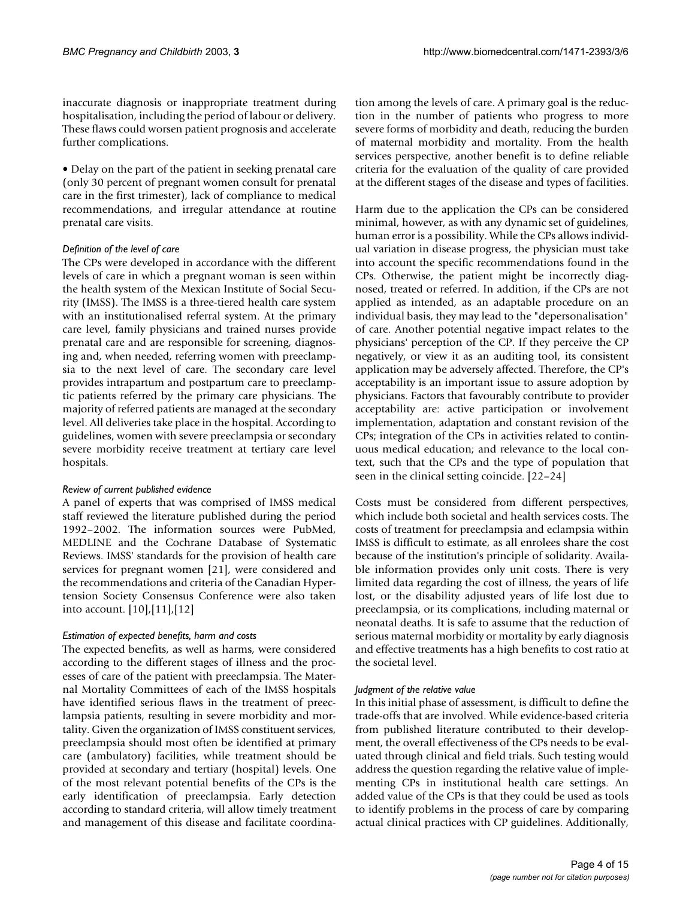inaccurate diagnosis or inappropriate treatment during hospitalisation, including the period of labour or delivery. These flaws could worsen patient prognosis and accelerate further complications.

• Delay on the part of the patient in seeking prenatal care (only 30 percent of pregnant women consult for prenatal care in the first trimester), lack of compliance to medical recommendations, and irregular attendance at routine prenatal care visits.

*Definition of the level of care*

The CPs were developed in accordance with the different levels of care in which a pregnant woman is seen within the health system of the Mexican Institute of Social Security (IMSS). The IMSS is a three-tiered health care system with an institutionalised referral system. At the primary care level, family physicians and trained nurses provide prenatal care and are responsible for screening, diagnosing and, when needed, referring women with preeclampsia to the next level of care. The secondary care level provides intrapartum and postpartum care to preeclamptic patients referred by the primary care physicians. The majority of referred patients are managed at the secondary level. All deliveries take place in the hospital. According to guidelines, women with severe preeclampsia or secondary severe morbidity receive treatment at tertiary care level hospitals.

*Review of current published evidence*

A panel of experts that was comprised of IMSS medical staff reviewed the literature published during the period 1992–2002. The information sources were PubMed, MEDLINE and the Cochrane Database of Systematic Reviews. IMSS' standards for the provision of health care services for pregnant women [21], were considered and the recommendations and criteria of the Canadian Hypertension Society Consensus Conference were also taken into account. [10],[11],[12]

*Estimation of expected benefits, harm and costs*

The expected benefits, as well as harms, were considered according to the different stages of illness and the processes of care of the patient with preeclampsia. The Maternal Mortality Committees of each of the IMSS hospitals have identified serious flaws in the treatment of preeclampsia patients, resulting in severe morbidity and mortality. Given the organization of IMSS constituent services, preeclampsia should most often be identified at primary care (ambulatory) facilities, while treatment should be provided at secondary and tertiary (hospital) levels. One of the most relevant potential benefits of the CPs is the early identification of preeclampsia. Early detection according to standard criteria, will allow timely treatment and management of this disease and facilitate coordination among the levels of care. A primary goal is the reduction in the number of patients who progress to more severe forms of morbidity and death, reducing the burden of maternal morbidity and mortality. From the health services perspective, another benefit is to define reliable criteria for the evaluation of the quality of care provided at the different stages of the disease and types of facilities.

Harm due to the application the CPs can be considered minimal, however, as with any dynamic set of guidelines, human error is a possibility. While the CPs allows individual variation in disease progress, the physician must take into account the specific recommendations found in the CPs. Otherwise, the patient might be incorrectly diagnosed, treated or referred. In addition, if the CPs are not applied as intended, as an adaptable procedure on an individual basis, they may lead to the "depersonalisation" of care. Another potential negative impact relates to the physicians' perception of the CP. If they perceive the CP negatively, or view it as an auditing tool, its consistent application may be adversely affected. Therefore, the CP's acceptability is an important issue to assure adoption by physicians. Factors that favourably contribute to provider acceptability are: active participation or involvement implementation, adaptation and constant revision of the CPs; integration of the CPs in activities related to continuous medical education; and relevance to the local context, such that the CPs and the type of population that seen in the clinical setting coincide. [22–24]

Costs must be considered from different perspectives, which include both societal and health services costs. The costs of treatment for preeclampsia and eclampsia within IMSS is difficult to estimate, as all enrolees share the cost because of the institution's principle of solidarity. Available information provides only unit costs. There is very limited data regarding the cost of illness, the years of life lost, or the disability adjusted years of life lost due to preeclampsia, or its complications, including maternal or neonatal deaths. It is safe to assume that the reduction of serious maternal morbidity or mortality by early diagnosis and effective treatments has a high benefits to cost ratio at the societal level.

*Judgment of the relative value*

In this initial phase of assessment, is difficult to define the trade-offs that are involved. While evidence-based criteria from published literature contributed to their development, the overall effectiveness of the CPs needs to be evaluated through clinical and field trials. Such testing would address the question regarding the relative value of implementing CPs in institutional health care settings. An added value of the CPs is that they could be used as tools to identify problems in the process of care by comparing actual clinical practices with CP guidelines. Additionally,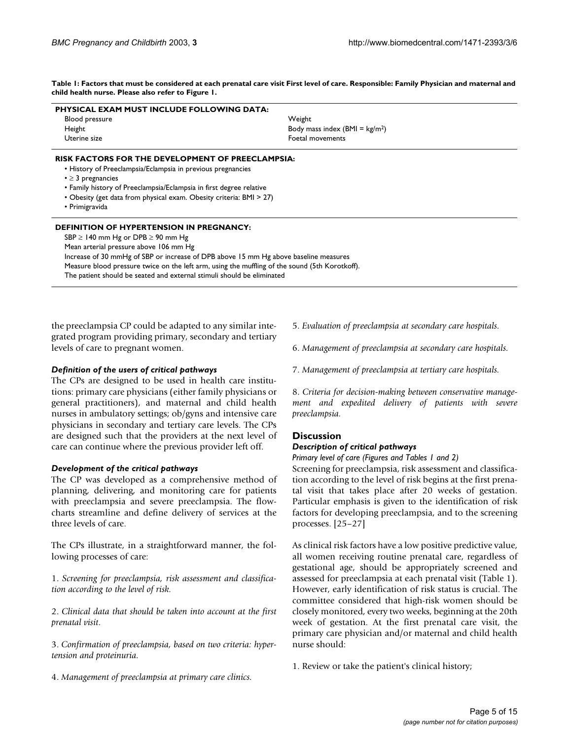**Table 1: Factors that must be considered at each prenatal care visit First level of care. Responsible: Family Physician and maternal and child health nurse. Please also refer to Figure 1.**

| PHYSICAL EXAM MUST INCLUDE FOLLOWING DATA: | |
|---|---|
| Blood pressure | Weight |
| Height | Body mass index (BMI = kg/m$^2$) |
| Uterine size | Foetal movements |

**RISK FACTORS FOR THE DEVELOPMENT OF PREECLAMPSIA:**

- History of Preeclampsia/Eclampsia in previous pregnancies
- ≥ 3 pregnancies
- Family history of Preeclampsia/Eclampsia in first degree relative
- Obesity (get data from physical exam. Obesity criteria: BMI > 27)
- Primigravida

**DEFINITION OF HYPERTENSION IN PREGNANCY:**

SBP ≥ 140 mm Hg or DPB ≥ 90 mm Hg
Mean arterial pressure above 106 mm Hg
Increase of 30 mmHg of SBP or increase of DPB above 15 mm Hg above baseline measures
Measure blood pressure twice on the left arm, using the muffling of the sound (5th Korotkoff).
The patient should be seated and external stimuli should be eliminated

the preeclampsia CP could be adapted to any similar integrated program providing primary, secondary and tertiary levels of care to pregnant women.

### *Definition of the users of critical pathways*

The CPs are designed to be used in health care institutions: primary care physicians (either family physicians or general practitioners), and maternal and child health nurses in ambulatory settings; ob/gyns and intensive care physicians in secondary and tertiary care levels. The CPs are designed such that the providers at the next level of care can continue where the previous provider left off.

### *Development of the critical pathways*

The CP was developed as a comprehensive method of planning, delivering, and monitoring care for patients with preeclampsia and severe preeclampsia. The flowcharts streamline and define delivery of services at the three levels of care.

The CPs illustrate, in a straightforward manner, the following processes of care:

1. *Screening for preeclampsia, risk assessment and classification according to the level of risk.*

2. *Clinical data that should be taken into account at the first prenatal visit.*

3. *Confirmation of preeclampsia, based on two criteria: hypertension and proteinuria.*

4. *Management of preeclampsia at primary care clinics.*

5. *Evaluation of preeclampsia at secondary care hospitals.*

6. *Management of preeclampsia at secondary care hospitals.*

7. *Management of preeclampsia at tertiary care hospitals.*

8. *Criteria for decision-making between conservative management and expedited delivery of patients with severe preeclampsia.*

## Discussion

### *Description of critical pathways*

*Primary level of care (Figures and Tables 1 and 2)*

Screening for preeclampsia, risk assessment and classification according to the level of risk begins at the first prenatal visit that takes place after 20 weeks of gestation. Particular emphasis is given to the identification of risk factors for developing preeclampsia, and to the screening processes. [25–27]

As clinical risk factors have a low positive predictive value, all women receiving routine prenatal care, regardless of gestational age, should be appropriately screened and assessed for preeclampsia at each prenatal visit (Table 1). However, early identification of risk status is crucial. The committee considered that high-risk women should be closely monitored, every two weeks, beginning at the 20th week of gestation. At the first prenatal care visit, the primary care physician and/or maternal and child health nurse should:

1. Review or take the patient's clinical history;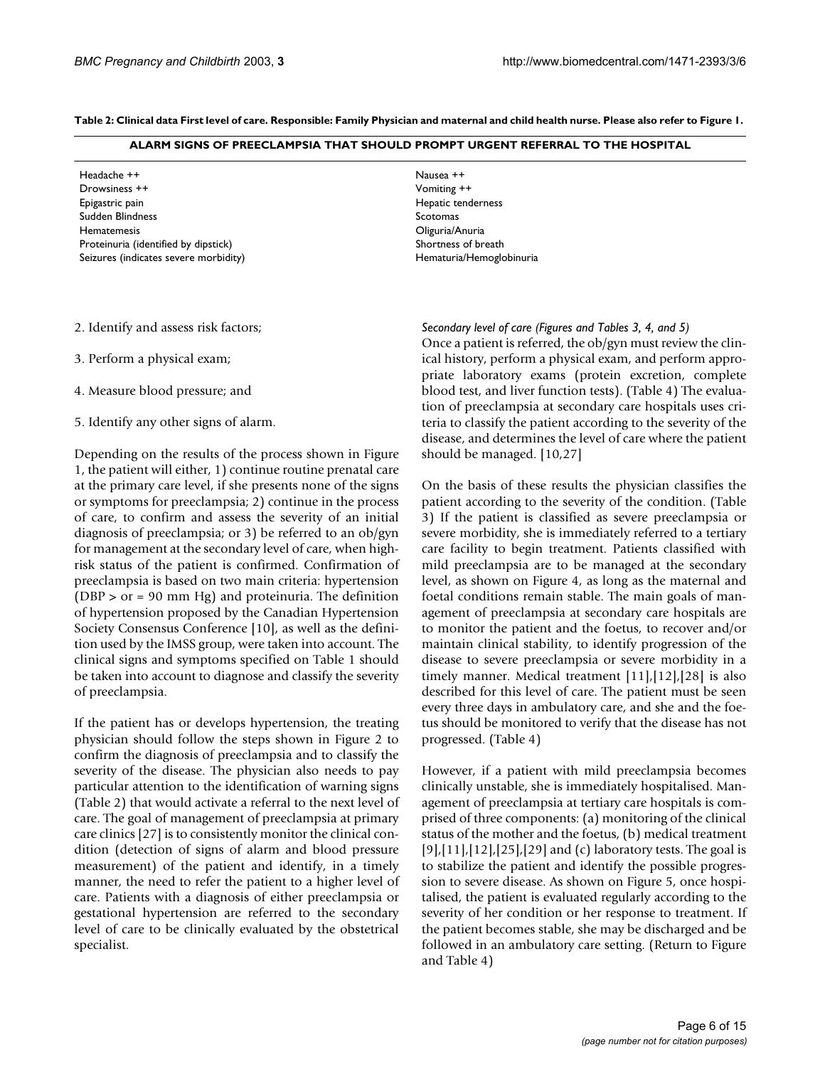**Table 2: Clinical data First level of care. Responsible: Family Physician and maternal and child health nurse. Please also refer to Figure 1.**

| ALARM SIGNS OF PREECLAMPSIA THAT SHOULD PROMPT URGENT REFERRAL TO THE HOSPITAL | |
|---|---|
| Headache ++ | Nausea ++ |
| Drowsiness ++ | Vomiting ++ |
| Epigastric pain | Hepatic tenderness |
| Sudden Blindness | Scotomas |
| Hematemesis | Oliguria/Anuria |
| Proteinuria (identified by dipstick) | Shortness of breath |
| Seizures (indicates severe morbidity) | Hematuria/Hemoglobinuria |

2. Identify and assess risk factors;

3. Perform a physical exam;

4. Measure blood pressure; and

5. Identify any other signs of alarm.

Depending on the results of the process shown in Figure 1, the patient will either, 1) continue routine prenatal care at the primary care level, if she presents none of the signs or symptoms for preeclampsia; 2) continue in the process of care, to confirm and assess the severity of an initial diagnosis of preeclampsia; or 3) be referred to an ob/gyn for management at the secondary level of care, when high-risk status of the patient is confirmed. Confirmation of preeclampsia is based on two main criteria: hypertension (DBP > or = 90 mm Hg) and proteinuria. The definition of hypertension proposed by the Canadian Hypertension Society Consensus Conference [10], as well as the definition used by the IMSS group, were taken into account. The clinical signs and symptoms specified on Table 1 should be taken into account to diagnose and classify the severity of preeclampsia.

If the patient has or develops hypertension, the treating physician should follow the steps shown in Figure 2 to confirm the diagnosis of preeclampsia and to classify the severity of the disease. The physician also needs to pay particular attention to the identification of warning signs (Table 2) that would activate a referral to the next level of care. The goal of management of preeclampsia at primary care clinics [27] is to consistently monitor the clinical condition (detection of signs of alarm and blood pressure measurement) of the patient and identify, in a timely manner, the need to refer the patient to a higher level of care. Patients with a diagnosis of either preeclampsia or gestational hypertension are referred to the secondary level of care to be clinically evaluated by the obstetrical specialist.

*Secondary level of care (Figures and Tables 3, 4, and 5)*

Once a patient is referred, the ob/gyn must review the clinical history, perform a physical exam, and perform appropriate laboratory exams (protein excretion, complete blood test, and liver function tests). (Table 4) The evaluation of preeclampsia at secondary care hospitals uses criteria to classify the patient according to the severity of the disease, and determines the level of care where the patient should be managed. [10,27]

On the basis of these results the physician classifies the patient according to the severity of the condition. (Table 3) If the patient is classified as severe preeclampsia or severe morbidity, she is immediately referred to a tertiary care facility to begin treatment. Patients classified with mild preeclampsia are to be managed at the secondary level, as shown on Figure 4, as long as the maternal and foetal conditions remain stable. The main goals of management of preeclampsia at secondary care hospitals are to monitor the patient and the foetus, to recover and/or maintain clinical stability, to identify progression of the disease to severe preeclampsia or severe morbidity in a timely manner. Medical treatment [11],[12],[28] is also described for this level of care. The patient must be seen every three days in ambulatory care, and she and the foetus should be monitored to verify that the disease has not progressed. (Table 4)

However, if a patient with mild preeclampsia becomes clinically unstable, she is immediately hospitalised. Management of preeclampsia at tertiary care hospitals is comprised of three components: (a) monitoring of the clinical status of the mother and the foetus, (b) medical treatment [9],[11],[12],[25],[29] and (c) laboratory tests. The goal is to stabilize the patient and identify the possible progression to severe disease. As shown on Figure 5, once hospitalised, the patient is evaluated regularly according to the severity of her condition or her response to treatment. If the patient becomes stable, she may be discharged and be followed in an ambulatory care setting. (Return to Figure and Table 4)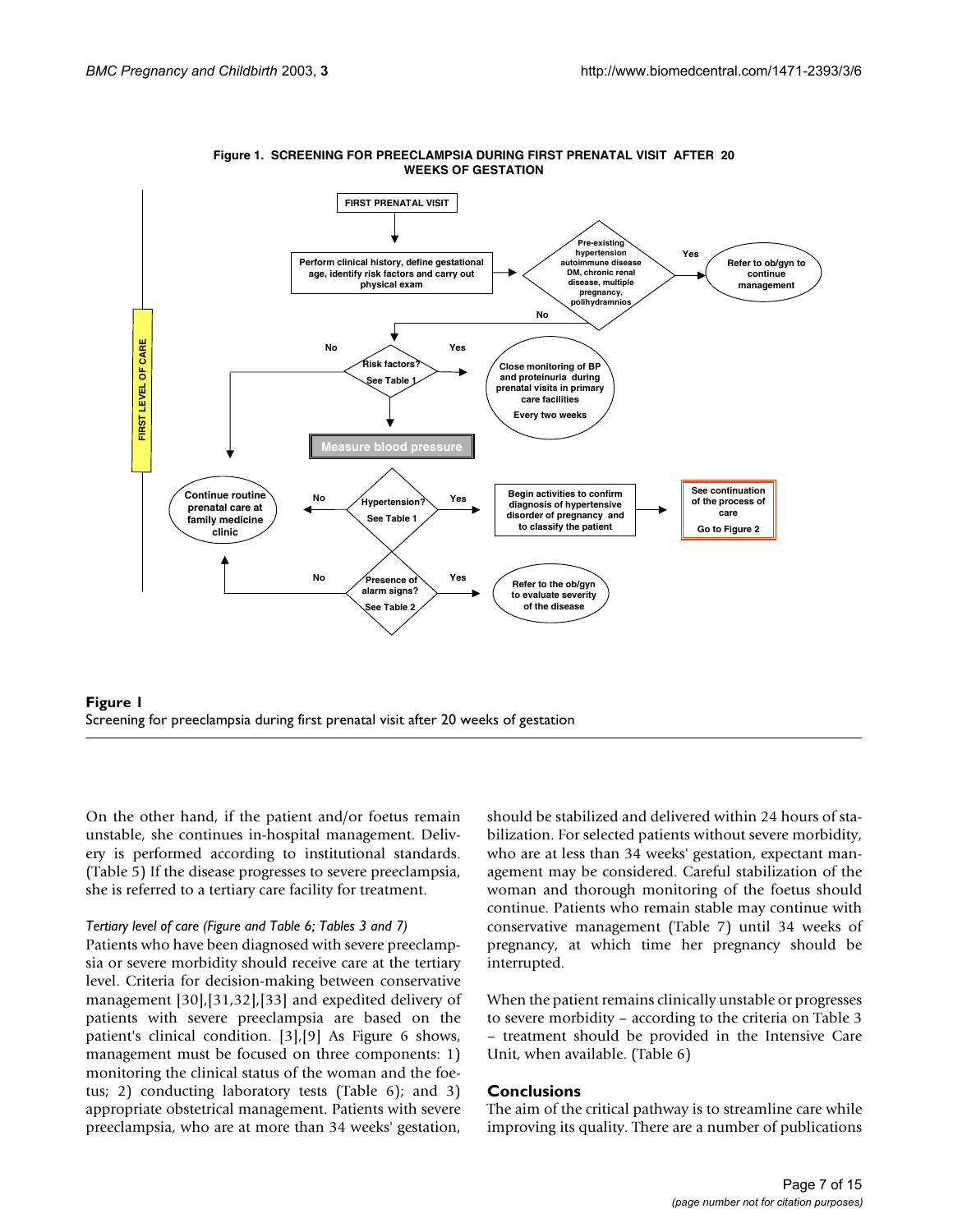**Figure 1. SCREENING FOR PREECLAMPSIA DURING FIRST PRENATAL VISIT AFTER 20 WEEKS OF GESTATION**

FIRST LEVEL OF CARE

FIRST PRENATAL VISIT

Perform clinical history, define gestational age, identify risk factors and carry out physical exam

Pre-existing hypertension autoimmune disease DM, chronic renal disease, multiple pregnancy, polihydramnios

Yes → Refer to ob/gyn to continue management

No

Risk factors? See Table 1

Yes → Close monitoring of BP and proteinuria during prenatal visits in primary care facilities. Every two weeks

Measure blood pressure

Hypertension? See Table 1

Yes → Begin activities to confirm diagnosis of hypertensive disorder of pregnancy and to classify the patient → See continuation of the process of care. Go to Figure 2

No → Continue routine prenatal care at family medicine clinic

Presence of alarm signs? See Table 2

Yes → Refer to the ob/gyn to evaluate severity of the disease

No → Continue routine prenatal care at family medicine clinic

**Figure 1**
Screening for preeclampsia during first prenatal visit after 20 weeks of gestation

On the other hand, if the patient and/or foetus remain unstable, she continues in-hospital management. Delivery is performed according to institutional standards. (Table 5) If the disease progresses to severe preeclampsia, she is referred to a tertiary care facility for treatment.

*Tertiary level of care (Figure and Table 6; Tables 3 and 7)*

Patients who have been diagnosed with severe preeclampsia or severe morbidity should receive care at the tertiary level. Criteria for decision-making between conservative management [30],[31,32],[33] and expedited delivery of patients with severe preeclampsia are based on the patient's clinical condition. [3],[9] As Figure 6 shows, management must be focused on three components: 1) monitoring the clinical status of the woman and the foetus; 2) conducting laboratory tests (Table 6); and 3) appropriate obstetrical management. Patients with severe preeclampsia, who are at more than 34 weeks' gestation, should be stabilized and delivered within 24 hours of stabilization. For selected patients without severe morbidity, who are at less than 34 weeks' gestation, expectant management may be considered. Careful stabilization of the woman and thorough monitoring of the foetus should continue. Patients who remain stable may continue with conservative management (Table 7) until 34 weeks of pregnancy, at which time her pregnancy should be interrupted.

When the patient remains clinically unstable or progresses to severe morbidity – according to the criteria on Table 3 – treatment should be provided in the Intensive Care Unit, when available. (Table 6)

## Conclusions

The aim of the critical pathway is to streamline care while improving its quality. There are a number of publications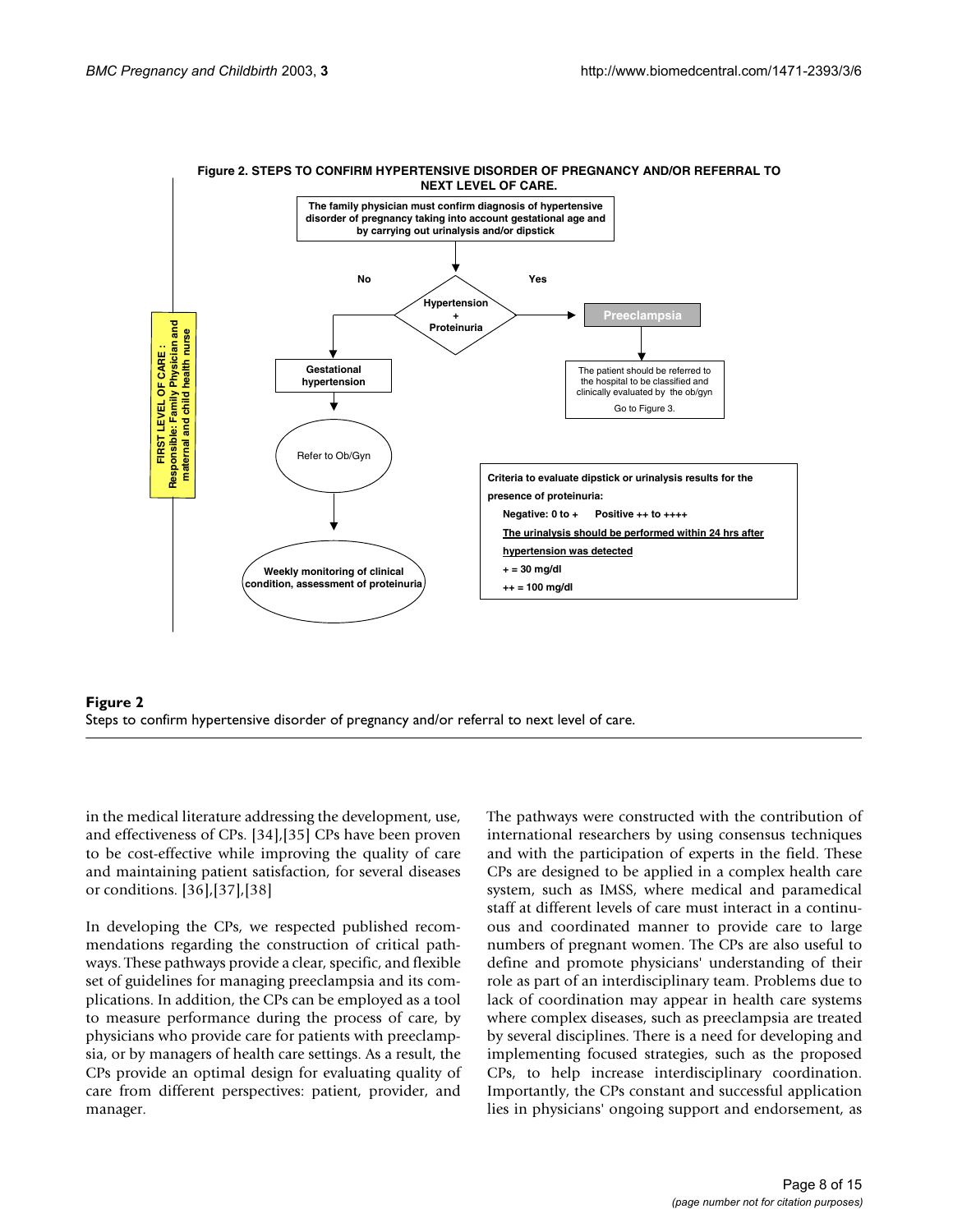**Figure 2. STEPS TO CONFIRM HYPERTENSIVE DISORDER OF PREGNANCY AND/OR REFERRAL TO NEXT LEVEL OF CARE.**

FIRST LEVEL OF CARE : Responsible: Family Physician and maternal and child health nurse

The family physician must confirm diagnosis of hypertensive disorder of pregnancy taking into account gestational age and by carrying out urinalysis and/or dipstick

Hypertension + Proteinuria

No → Gestational hypertension → Refer to Ob/Gyn → Weekly monitoring of clinical condition, assessment of proteinuria

Yes → Preeclampsia → The patient should be referred to the hospital to be classified and clinically evaluated by the ob/gyn. Go to Figure 3.

Criteria to evaluate dipstick or urinalysis results for the presence of proteinuria:

- Negative: 0 to + Positive ++ to ++++
- The urinalysis should be performed within 24 hrs after hypertension was detected
- + = 30 mg/dl
- ++ = 100 mg/dl

**Figure 2**
Steps to confirm hypertensive disorder of pregnancy and/or referral to next level of care.

in the medical literature addressing the development, use, and effectiveness of CPs. [34],[35] CPs have been proven to be cost-effective while improving the quality of care and maintaining patient satisfaction, for several diseases or conditions. [36],[37],[38]

In developing the CPs, we respected published recommendations regarding the construction of critical pathways. These pathways provide a clear, specific, and flexible set of guidelines for managing preeclampsia and its complications. In addition, the CPs can be employed as a tool to measure performance during the process of care, by physicians who provide care for patients with preeclampsia, or by managers of health care settings. As a result, the CPs provide an optimal design for evaluating quality of care from different perspectives: patient, provider, and manager.

The pathways were constructed with the contribution of international researchers by using consensus techniques and with the participation of experts in the field. These CPs are designed to be applied in a complex health care system, such as IMSS, where medical and paramedical staff at different levels of care must interact in a continuous and coordinated manner to provide care to large numbers of pregnant women. The CPs are also useful to define and promote physicians' understanding of their role as part of an interdisciplinary team. Problems due to lack of coordination may appear in health care systems where complex diseases, such as preeclampsia are treated by several disciplines. There is a need for developing and implementing focused strategies, such as the proposed CPs, to help increase interdisciplinary coordination. Importantly, the CPs constant and successful application lies in physicians' ongoing support and endorsement, as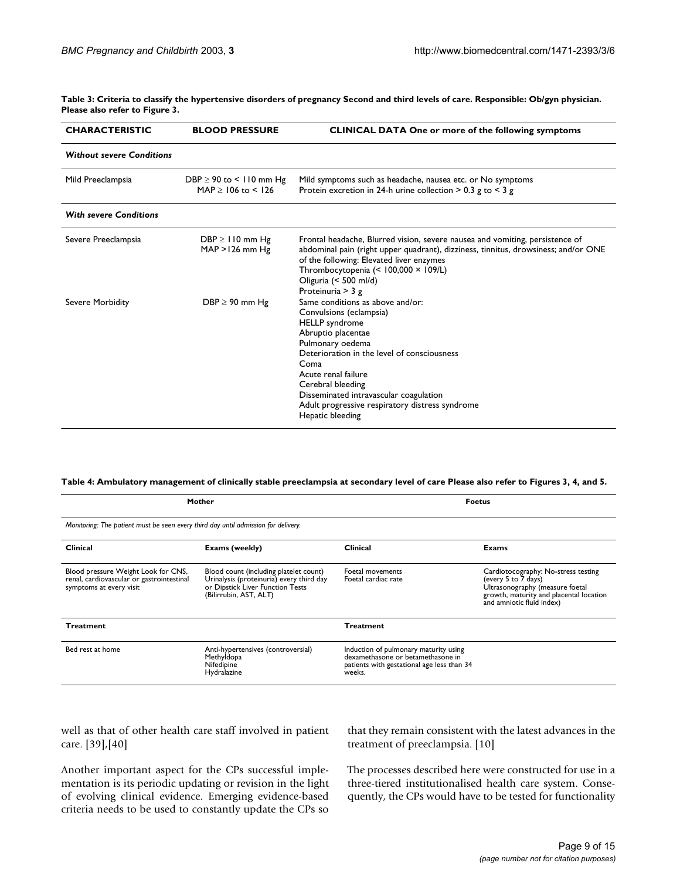**Table 3: Criteria to classify the hypertensive disorders of pregnancy Second and third levels of care. Responsible: Ob/gyn physician. Please also refer to Figure 3.**

| CHARACTERISTIC | BLOOD PRESSURE | CLINICAL DATA One or more of the following symptoms |
|---|---|---|
| ***Without severe Conditions*** | | |
| Mild Preeclampsia | DBP ≥ 90 to < 110 mm Hg<br>MAP ≥ 106 to < 126 | Mild symptoms such as headache, nausea etc. or No symptoms<br>Protein excretion in 24-h urine collection > 0.3 g to < 3 g |
| ***With severe Conditions*** | | |
| Severe Preeclampsia | DBP ≥ 110 mm Hg<br>MAP >126 mm Hg | Frontal headache, Blurred vision, severe nausea and vomiting, persistence of abdominal pain (right upper quadrant), dizziness, tinnitus, drowsiness; and/or ONE of the following: Elevated liver enzymes<br>Thrombocytopenia (< 100,000 × 109/L)<br>Oliguria (< 500 ml/d)<br>Proteinuria > 3 g |
| Severe Morbidity | DBP ≥ 90 mm Hg | Same conditions as above and/or:<br>Convulsions (eclampsia)<br>HELLP syndrome<br>Abruptio placentae<br>Pulmonary oedema<br>Deterioration in the level of consciousness<br>Coma<br>Acute renal failure<br>Cerebral bleeding<br>Disseminated intravascular coagulation<br>Adult progressive respiratory distress syndrome<br>Hepatic bleeding |

**Table 4: Ambulatory management of clinically stable preeclampsia at secondary level of care Please also refer to Figures 3, 4, and 5.**

| Mother | | Foetus | |
|---|---|---|---|
| *Monitoring: The patient must be seen every third day until admission for delivery.* | | | |
| **Clinical** | **Exams (weekly)** | **Clinical** | **Exams** |
| Blood pressure Weight Look for CNS, renal, cardiovascular or gastrointestinal symptoms at every visit | Blood count (including platelet count)<br>Urinalysis (proteinuria) every third day or Dipstick Liver Function Tests (Bilirrubin, AST, ALT) | Foetal movements<br>Foetal cardiac rate | Cardiotocography: No-stress testing (every 5 to 7 days)<br>Ultrasonography (measure foetal growth, maturity and placental location and amniotic fluid index) |
| **Treatment** | | **Treatment** | |
| Bed rest at home | Anti-hypertensives (controversial)<br>Methyldopa<br>Nifedipine<br>Hydralazine | Induction of pulmonary maturity using dexamethasone or betamethasone in patients with gestational age less than 34 weeks. | |

well as that of other health care staff involved in patient care. [39],[40]

Another important aspect for the CPs successful implementation is its periodic updating or revision in the light of evolving clinical evidence. Emerging evidence-based criteria needs to be used to constantly update the CPs so that they remain consistent with the latest advances in the treatment of preeclampsia. [10]

The processes described here were constructed for use in a three-tiered institutionalised health care system. Consequently, the CPs would have to be tested for functionality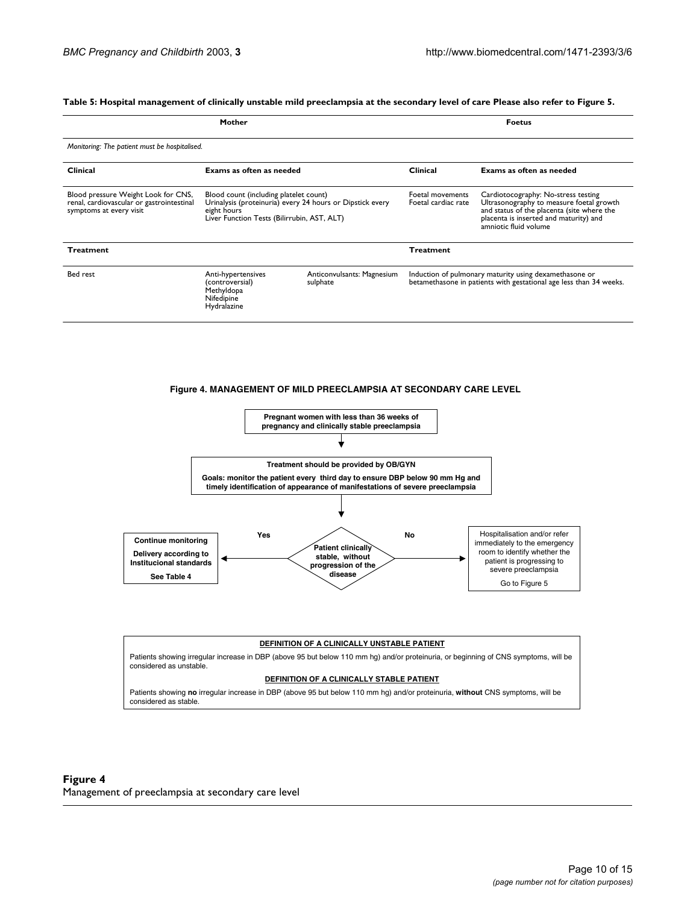**Table 5: Hospital management of clinically unstable mild preeclampsia at the secondary level of care Please also refer to Figure 5.**

| Mother | | | Foetus | |
|---|---|---|---|---|
| *Monitoring: The patient must be hospitalised.* | | | | |
| **Clinical** | **Exams as often as needed** | | **Clinical** | **Exams as often as needed** |
| Blood pressure Weight Look for CNS, renal, cardiovascular or gastrointestinal symptoms at every visit | Blood count (including platelet count) Urinalysis (proteinuria) every 24 hours or Dipstick every eight hours Liver Function Tests (Bilirrubin, AST, ALT) | | Foetal movements Foetal cardiac rate | Cardiotocography: No-stress testing Ultrasonography to measure foetal growth and status of the placenta (site where the placenta is inserted and maturity) and amniotic fluid volume |
| **Treatment** | | | **Treatment** | |
| Bed rest | Anti-hypertensives (controversial) Methyldopa Nifedipine Hydralazine | Anticonvulsants: Magnesium sulphate | Induction of pulmonary maturity using dexamethasone or betamethasone in patients with gestational age less than 34 weeks. | |

**Figure 4. MANAGEMENT OF MILD PREECLAMPSIA AT SECONDARY CARE LEVEL**

**Pregnant women with less than 36 weeks of pregnancy and clinically stable preeclampsia**

↓

**Treatment should be provided by OB/GYN**

**Goals: monitor the patient every third day to ensure DBP below 90 mm Hg and timely identification of appearance of manifestations of severe preeclampsia**

↓

**Patient clinically stable, without progression of the disease**

- **Yes** → **Continue monitoring** / **Delivery according to Institucional standards** / **See Table 4**
- **No** → Hospitalisation and/or refer immediately to the emergency room to identify whether the patient is progressing to severe preeclampsia / Go to Figure 5

**DEFINITION OF A CLINICALLY UNSTABLE PATIENT**

Patients showing irregular increase in DBP (above 95 but below 110 mm hg) and/or proteinuria, or beginning of CNS symptoms, will be considered as unstable.

**DEFINITION OF A CLINICALLY STABLE PATIENT**

Patients showing **no** irregular increase in DBP (above 95 but below 110 mm hg) and/or proteinuria, **without** CNS symptoms, will be considered as stable.

**Figure 4**
Management of preeclampsia at secondary care level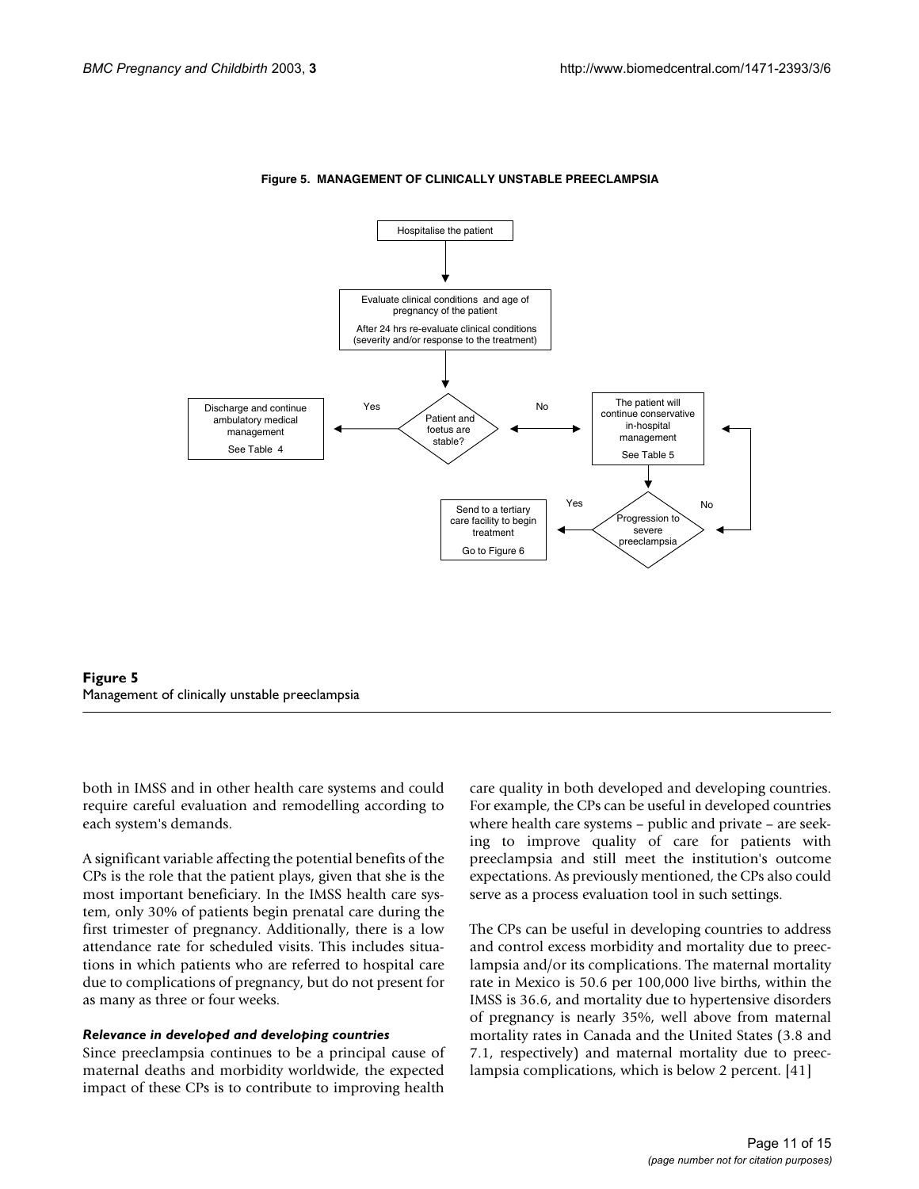**Figure 5. MANAGEMENT OF CLINICALLY UNSTABLE PREECLAMPSIA**

Hospitalise the patient

Evaluate clinical conditions and age of pregnancy of the patient

After 24 hrs re-evaluate clinical conditions (severity and/or response to the treatment)

Patient and foetus are stable?

Yes: Discharge and continue ambulatory medical management. See Table 4

No: The patient will continue conservative in-hospital management. See Table 5

Progression to severe preeclampsia

Yes: Send to a tertiary care facility to begin treatment. Go to Figure 6

No: The patient will continue conservative in-hospital management

**Figure 5**
Management of clinically unstable preeclampsia

both in IMSS and in other health care systems and could require careful evaluation and remodelling according to each system's demands.

A significant variable affecting the potential benefits of the CPs is the role that the patient plays, given that she is the most important beneficiary. In the IMSS health care system, only 30% of patients begin prenatal care during the first trimester of pregnancy. Additionally, there is a low attendance rate for scheduled visits. This includes situations in which patients who are referred to hospital care due to complications of pregnancy, but do not present for as many as three or four weeks.

#### *Relevance in developed and developing countries*

Since preeclampsia continues to be a principal cause of maternal deaths and morbidity worldwide, the expected impact of these CPs is to contribute to improving health care quality in both developed and developing countries. For example, the CPs can be useful in developed countries where health care systems – public and private – are seeking to improve quality of care for patients with preeclampsia and still meet the institution's outcome expectations. As previously mentioned, the CPs also could serve as a process evaluation tool in such settings.

The CPs can be useful in developing countries to address and control excess morbidity and mortality due to preeclampsia and/or its complications. The maternal mortality rate in Mexico is 50.6 per 100,000 live births, within the IMSS is 36.6, and mortality due to hypertensive disorders of pregnancy is nearly 35%, well above from maternal mortality rates in Canada and the United States (3.8 and 7.1, respectively) and maternal mortality due to preeclampsia complications, which is below 2 percent. [41]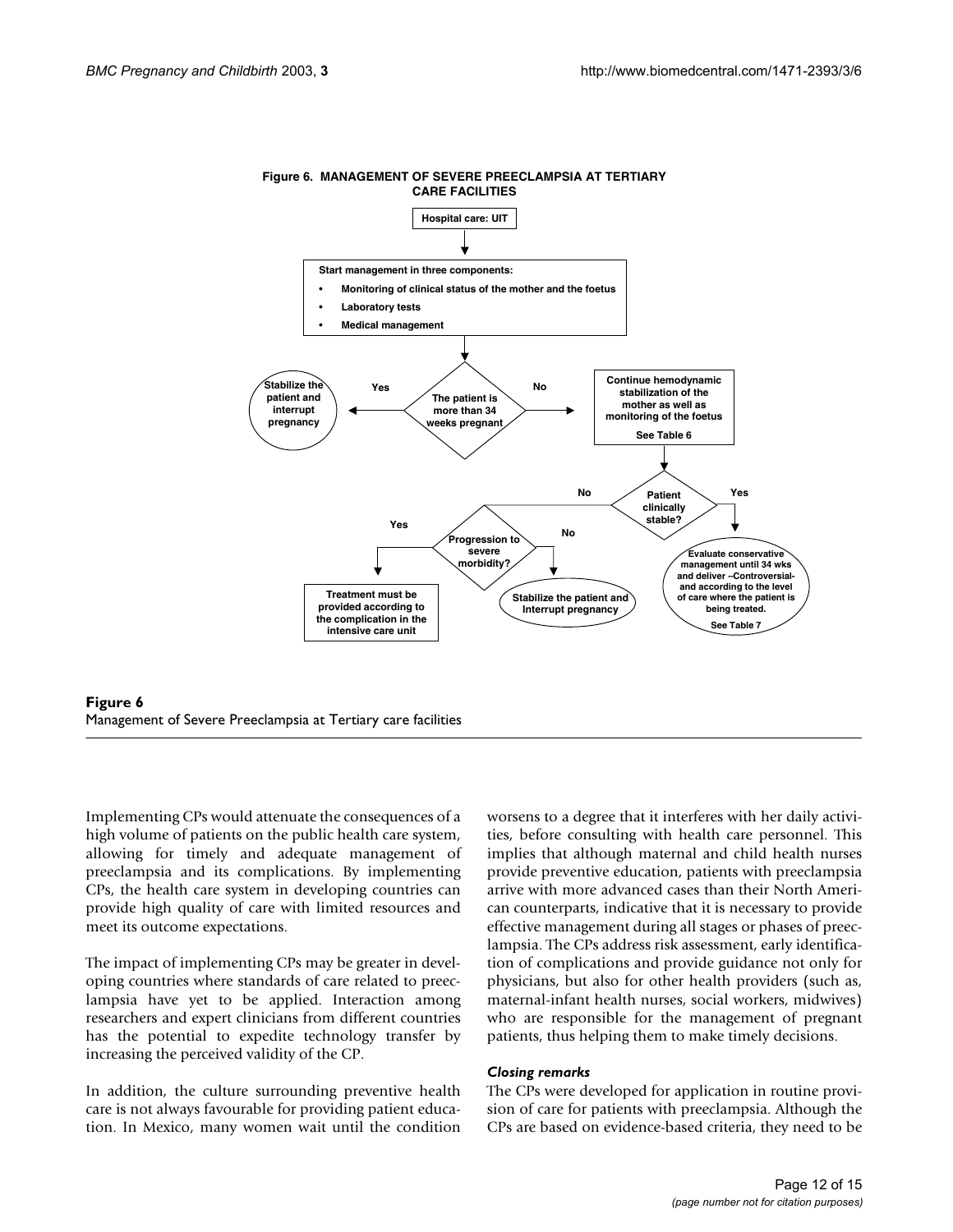**Figure 6. MANAGEMENT OF SEVERE PREECLAMPSIA AT TERTIARY CARE FACILITIES**

Hospital care: UIT

Start management in three components:

- Monitoring of clinical status of the mother and the foetus
- Laboratory tests
- Medical management

The patient is more than 34 weeks pregnant

Yes: Stabilize the patient and interrupt pregnancy

No: Continue hemodynamic stabilization of the mother as well as monitoring of the foetus. See Table 6

Patient clinically stable?

Yes: Evaluate conservative management until 34 wks and deliver –Controversial- and according to the level of care where the patient is being treated. See Table 7

No: Progression to severe morbidity?

Yes: Treatment must be provided according to the complication in the intensive care unit

No: Stabilize the patient and Interrupt pregnancy

**Figure 6**
Management of Severe Preeclampsia at Tertiary care facilities

Implementing CPs would attenuate the consequences of a high volume of patients on the public health care system, allowing for timely and adequate management of preeclampsia and its complications. By implementing CPs, the health care system in developing countries can provide high quality of care with limited resources and meet its outcome expectations.

The impact of implementing CPs may be greater in developing countries where standards of care related to preeclampsia have yet to be applied. Interaction among researchers and expert clinicians from different countries has the potential to expedite technology transfer by increasing the perceived validity of the CP.

In addition, the culture surrounding preventive health care is not always favourable for providing patient education. In Mexico, many women wait until the condition worsens to a degree that it interferes with her daily activities, before consulting with health care personnel. This implies that although maternal and child health nurses provide preventive education, patients with preeclampsia arrive with more advanced cases than their North American counterparts, indicative that it is necessary to provide effective management during all stages or phases of preeclampsia. The CPs address risk assessment, early identification of complications and provide guidance not only for physicians, but also for other health providers (such as, maternal-infant health nurses, social workers, midwives) who are responsible for the management of pregnant patients, thus helping them to make timely decisions.

### *Closing remarks*

The CPs were developed for application in routine provision of care for patients with preeclampsia. Although the CPs are based on evidence-based criteria, they need to be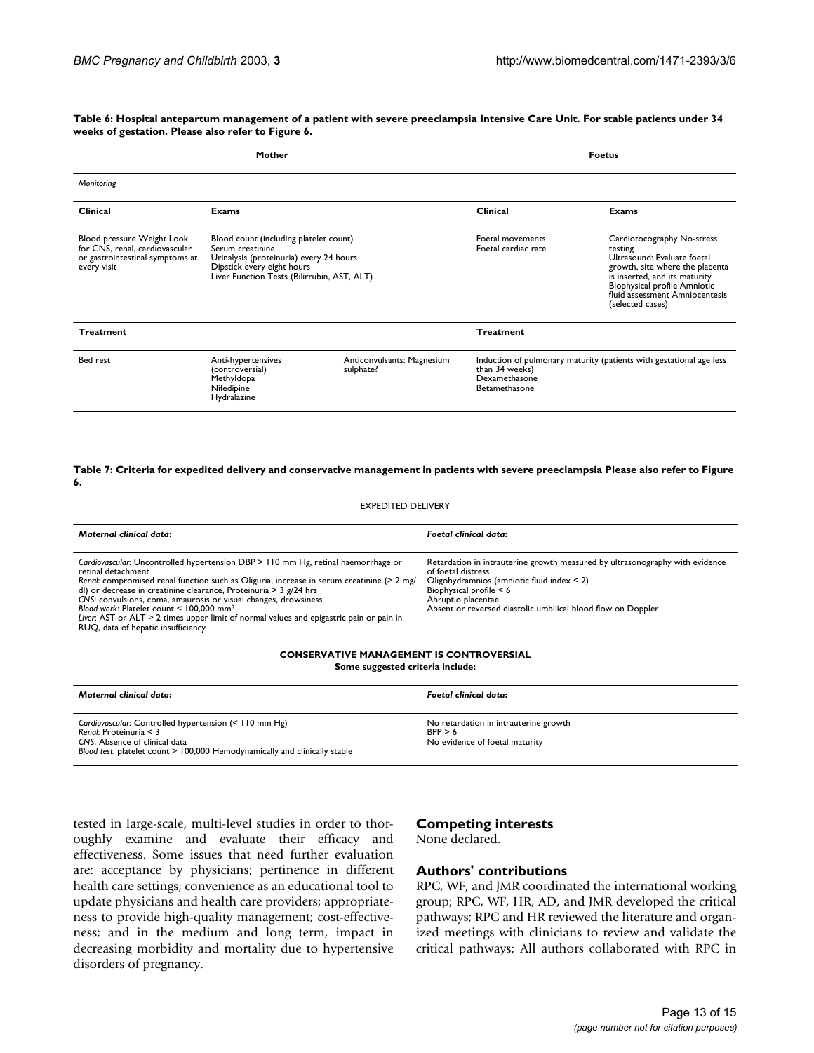**Table 6: Hospital antepartum management of a patient with severe preeclampsia Intensive Care Unit. For stable patients under 34 weeks of gestation. Please also refer to Figure 6.**

| Mother | | | Foetus | |
|---|---|---|---|---|
| *Monitoring* | | | | |
| **Clinical** | **Exams** | | **Clinical** | **Exams** |
| Blood pressure Weight Look for CNS, renal, cardiovascular or gastrointestinal symptoms at every visit | Blood count (including platelet count) Serum creatinine Urinalysis (proteinuria) every 24 hours Dipstick every eight hours Liver Function Tests (Bilirrubin, AST, ALT) | | Foetal movements Foetal cardiac rate | Cardiotocography No-stress testing Ultrasound: Evaluate foetal growth, site where the placenta is inserted, and its maturity Biophysical profile Amniotic fluid assessment Amniocentesis (selected cases) |
| **Treatment** | | | **Treatment** | |
| Bed rest | Anti-hypertensives (controversial) Methyldopa Nifedipine Hydralazine | Anticonvulsants: Magnesium sulphate? | Induction of pulmonary maturity (patients with gestational age less than 34 weeks) Dexamethasone Betamethasone | |

**Table 7: Criteria for expedited delivery and conservative management in patients with severe preeclampsia Please also refer to Figure 6.**

| EXPEDITED DELIVERY | |
|---|---|
| ***Maternal clinical data*:** | ***Foetal clinical data*:** |
| *Cardiovascular*: Uncontrolled hypertension DBP > 110 mm Hg, retinal haemorrhage or retinal detachment<br>*Renal*: compromised renal function such as Oliguria, increase in serum creatinine (> 2 mg/dl) or decrease in creatinine clearance, Proteinuria > 3 g/24 hrs<br>*CNS*: convulsions, coma, amaurosis or visual changes, drowsiness<br>*Blood work*: Platelet count < 100,000 mm$^3$<br>*Liver*: AST or ALT > 2 times upper limit of normal values and epigastric pain or pain in RUQ, data of hepatic insufficiency | Retardation in intrauterine growth measured by ultrasonography with evidence of foetal distress<br>Oligohydramnios (amniotic fluid index < 2)<br>Biophysical profile < 6<br>Abruptio placentae<br>Absent or reversed diastolic umbilical blood flow on Doppler |
| **CONSERVATIVE MANAGEMENT IS CONTROVERSIAL** Some suggested criteria include: | |
| ***Maternal clinical data*:** | ***Foetal clinical data*:** |
| *Cardiovascular*: Controlled hypertension (< 110 mm Hg)<br>*Renal*: Proteinuria < 3<br>*CNS*: Absence of clinical data<br>*Blood test*: platelet count > 100,000 Hemodynamically and clinically stable | No retardation in intrauterine growth<br>BPP > 6<br>No evidence of foetal maturity |

tested in large-scale, multi-level studies in order to thoroughly examine and evaluate their efficacy and effectiveness. Some issues that need further evaluation are: acceptance by physicians; pertinence in different health care settings; convenience as an educational tool to update physicians and health care providers; appropriateness to provide high-quality management; cost-effectiveness; and in the medium and long term, impact in decreasing morbidity and mortality due to hypertensive disorders of pregnancy.

## Competing interests

None declared.

## Authors' contributions

RPC, WF, and JMR coordinated the international working group; RPC, WF, HR, AD, and JMR developed the critical pathways; RPC and HR reviewed the literature and organized meetings with clinicians to review and validate the critical pathways; All authors collaborated with RPC in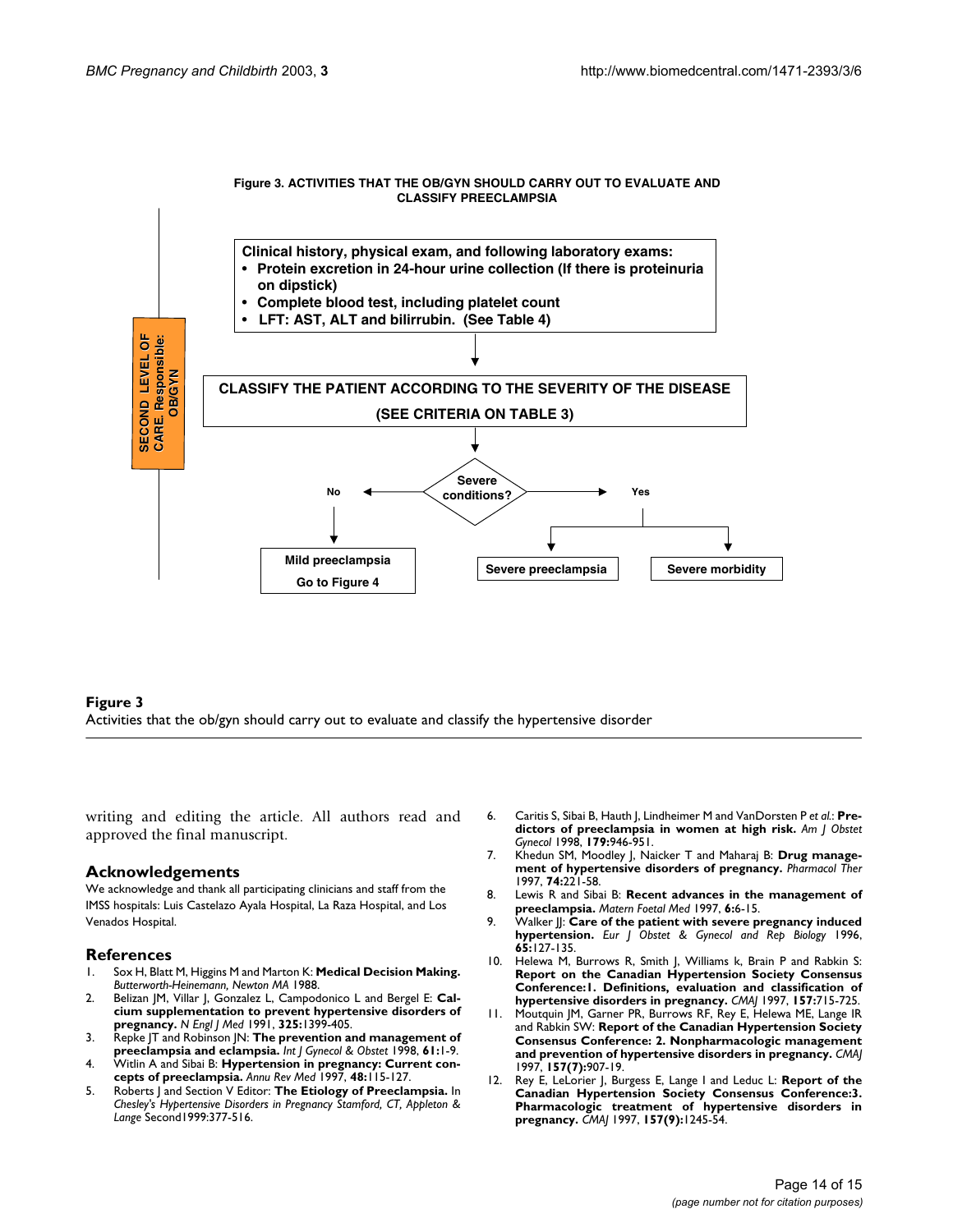**Figure 3. ACTIVITIES THAT THE OB/GYN SHOULD CARRY OUT TO EVALUATE AND CLASSIFY PREECLAMPSIA**

SECOND LEVEL OF CARE. Responsible: OB/GYN

Clinical history, physical exam, and following laboratory exams:
- Protein excretion in 24-hour urine collection (If there is proteinuria on dipstick)
- Complete blood test, including platelet count
- LFT: AST, ALT and bilirrubin. (See Table 4)

↓

CLASSIFY THE PATIENT ACCORDING TO THE SEVERITY OF THE DISEASE (SEE CRITERIA ON TABLE 3)

↓

Severe conditions?

- No → Mild preeclampsia. Go to Figure 4
- Yes → Severe preeclampsia; Severe morbidity

**Figure 3**
Activities that the ob/gyn should carry out to evaluate and classify the hypertensive disorder

writing and editing the article. All authors read and approved the final manuscript.

## Acknowledgements

We acknowledge and thank all participating clinicians and staff from the IMSS hospitals: Luis Castelazo Ayala Hospital, La Raza Hospital, and Los Venados Hospital.

## References

1. Sox H, Blatt M, Higgins M and Marton K: **Medical Decision Making.** *Butterworth-Heinemann, Newton MA* 1988.
2. Belizan JM, Villar J, Gonzalez L, Campodonico L and Bergel E: **Calcium supplementation to prevent hypertensive disorders of pregnancy.** *N Engl J Med* 1991, **325:**1399-405.
3. Repke JT and Robinson JN: **The prevention and management of preeclampsia and eclampsia.** *Int J Gynecol & Obstet* 1998, **61:**1-9.
4. Witlin A and Sibai B: **Hypertension in pregnancy: Current concepts of preeclampsia.** *Annu Rev Med* 1997, **48:**115-127.
5. Roberts J and Section V Editor: **The Etiology of Preeclampsia.** In *Chesley's Hypertensive Disorders in Pregnancy Stamford, CT, Appleton & Lange* Second1999:377-516.
6. Caritis S, Sibai B, Hauth J, Lindheimer M and VanDorsten P *et al.*: **Predictors of preeclampsia in women at high risk.** *Am J Obstet Gynecol* 1998, **179:**946-951.
7. Khedun SM, Moodley J, Naicker T and Maharaj B: **Drug management of hypertensive disorders of pregnancy.** *Pharmacol Ther* 1997, **74:**221-58.
8. Lewis R and Sibai B: **Recent advances in the management of preeclampsia.** *Matern Foetal Med* 1997, **6:**6-15.
9. Walker JJ: **Care of the patient with severe pregnancy induced hypertension.** *Eur J Obstet & Gynecol and Rep Biology* 1996, **65:**127-135.
10. Helewa M, Burrows R, Smith J, Williams k, Brain P and Rabkin S: **Report on the Canadian Hypertension Society Consensus Conference:1. Definitions, evaluation and classification of hypertensive disorders in pregnancy.** *CMAJ* 1997, **157:**715-725.
11. Moutquin JM, Garner PR, Burrows RF, Rey E, Helewa ME, Lange IR and Rabkin SW: **Report of the Canadian Hypertension Society Consensus Conference: 2. Nonpharmacologic management and prevention of hypertensive disorders in pregnancy.** *CMAJ* 1997, **157(7):**907-19.
12. Rey E, LeLorier J, Burgess E, Lange I and Leduc L: **Report of the Canadian Hypertension Society Consensus Conference:3. Pharmacologic treatment of hypertensive disorders in pregnancy.** *CMAJ* 1997, **157(9):**1245-54.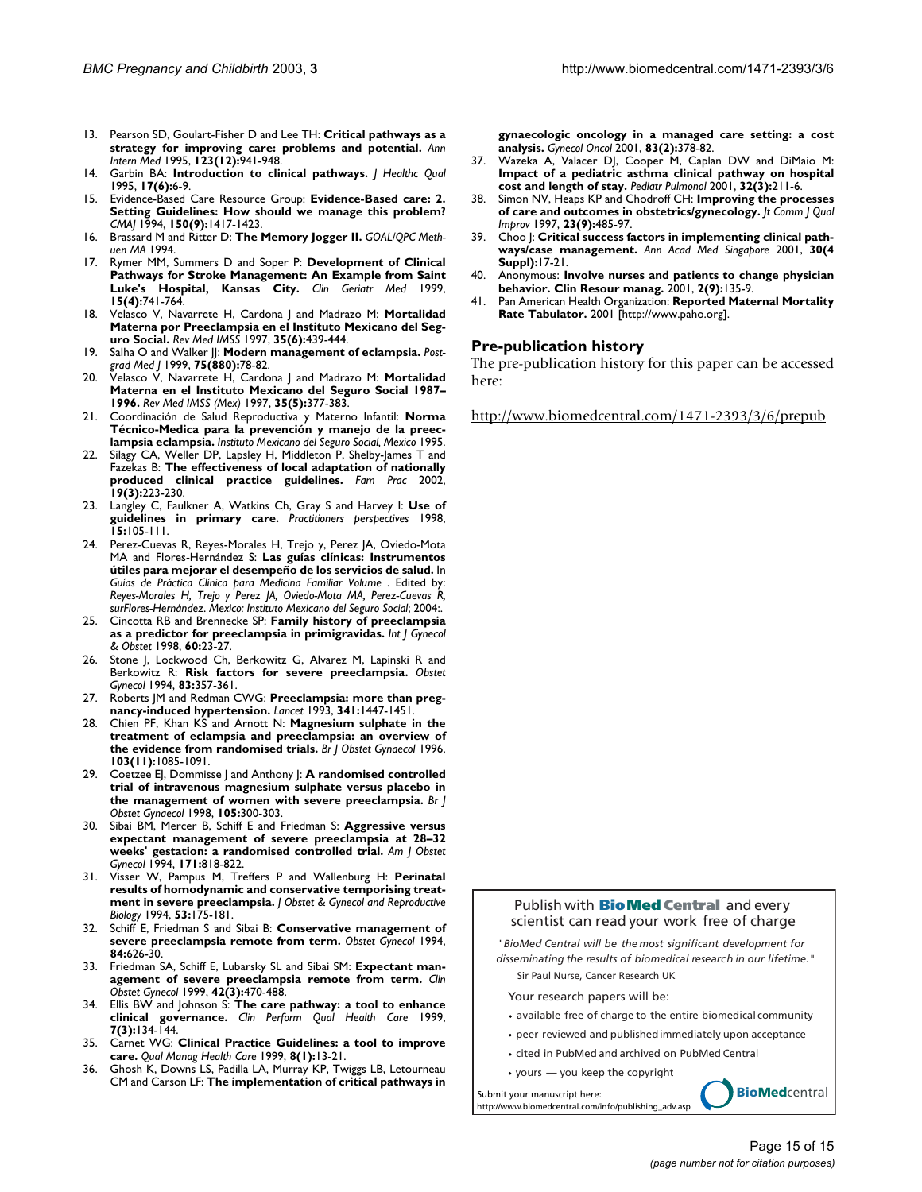13. Pearson SD, Goulart-Fisher D and Lee TH: **Critical pathways as a strategy for improving care: problems and potential.** *Ann Intern Med* 1995, **123(12):**941-948.
14. Garbin BA: **Introduction to clinical pathways.** *J Healthc Qual* 1995, **17(6):**6-9.
15. Evidence-Based Care Resource Group: **Evidence-Based care: 2. Setting Guidelines: How should we manage this problem?** *CMAJ* 1994, **150(9):**1417-1423.
16. Brassard M and Ritter D: **The Memory Jogger II.** *GOAL/QPC Methuen MA* 1994.
17. Rymer MM, Summers D and Soper P: **Development of Clinical Pathways for Stroke Management: An Example from Saint Luke's Hospital, Kansas City.** *Clin Geriatr Med* 1999, **15(4):**741-764.
18. Velasco V, Navarrete H, Cardona J and Madrazo M: **Mortalidad Materna por Preeclampsia en el Instituto Mexicano del Seguro Social.** *Rev Med IMSS* 1997, **35(6):**439-444.
19. Salha O and Walker JJ: **Modern management of eclampsia.** *Postgrad Med J* 1999, **75(880):**78-82.
20. Velasco V, Navarrete H, Cardona J and Madrazo M: **Mortalidad Materna en el Instituto Mexicano del Seguro Social 1987–1996.** *Rev Med IMSS (Mex)* 1997, **35(5):**377-383.
21. Coordinación de Salud Reproductiva y Materno Infantil: **Norma Técnico-Medica para la prevención y manejo de la preeclampsia eclampsia.** *Instituto Mexicano del Seguro Social, Mexico* 1995.
22. Silagy CA, Weller DP, Lapsley H, Middleton P, Shelby-James T and Fazekas B: **The effectiveness of local adaptation of nationally produced clinical practice guidelines.** *Fam Prac* 2002, **19(3):**223-230.
23. Langley C, Faulkner A, Watkins Ch, Gray S and Harvey I: **Use of guidelines in primary care.** *Practitioners perspectives* 1998, **15:**105-111.
24. Perez-Cuevas R, Reyes-Morales H, Trejo y, Perez JA, Oviedo-Mota MA and Flores-Hernández S: **Las guías clínicas: Instrumentos útiles para mejorar el desempeño de los servicios de salud.** In *Guías de Práctica Clínica para Medicina Familiar Volume* . Edited by: *Reyes-Morales H, Trejo y Perez JA, Oviedo-Mota MA, Perez-Cuevas R, surFlores-Hernández. Mexico: Instituto Mexicano del Seguro Social*; 2004:.
25. Cincotta RB and Brennecke SP: **Family history of preeclampsia as a predictor for preeclampsia in primigravidas.** *Int J Gynecol & Obstet* 1998, **60:**23-27.
26. Stone J, Lockwood Ch, Berkowitz G, Alvarez M, Lapinski R and Berkowitz R: **Risk factors for severe preeclampsia.** *Obstet Gynecol* 1994, **83:**357-361.
27. Roberts JM and Redman CWG: **Preeclampsia: more than pregnancy-induced hypertension.** *Lancet* 1993, **341:**1447-1451.
28. Chien PF, Khan KS and Arnott N: **Magnesium sulphate in the treatment of eclampsia and preeclampsia: an overview of the evidence from randomised trials.** *Br J Obstet Gynaecol* 1996, **103(11):**1085-1091.
29. Coetzee EJ, Dommisse J and Anthony J: **A randomised controlled trial of intravenous magnesium sulphate versus placebo in the management of women with severe preeclampsia.** *Br J Obstet Gynaecol* 1998, **105:**300-303.
30. Sibai BM, Mercer B, Schiff E and Friedman S: **Aggressive versus expectant management of severe preeclampsia at 28–32 weeks' gestation: a randomised controlled trial.** *Am J Obstet Gynecol* 1994, **171:**818-822.
31. Visser W, Pampus M, Treffers P and Wallenburg H: **Perinatal results of homodynamic and conservative temporising treatment in severe preeclampsia.** *J Obstet & Gynecol and Reproductive Biology* 1994, **53:**175-181.
32. Schiff E, Friedman S and Sibai B: **Conservative management of severe preeclampsia remote from term.** *Obstet Gynecol* 1994, **84:**626-30.
33. Friedman SA, Schiff E, Lubarsky SL and Sibai SM: **Expectant management of severe preeclampsia remote from term.** *Clin Obstet Gynecol* 1999, **42(3):**470-488.
34. Ellis BW and Johnson S: **The care pathway: a tool to enhance clinical governance.** *Clin Perform Qual Health Care* 1999, **7(3):**134-144.
35. Carnet WG: **Clinical Practice Guidelines: a tool to improve care.** *Qual Manag Health Care* 1999, **8(1):**13-21.
36. Ghosh K, Downs LS, Padilla LA, Murray KP, Twiggs LB, Letourneau CM and Carson LF: **The implementation of critical pathways in gynaecologic oncology in a managed care setting: a cost analysis.** *Gynecol Oncol* 2001, **83(2):**378-82.
37. Wazeka A, Valacer DJ, Cooper M, Caplan DW and DiMaio M: **Impact of a pediatric asthma clinical pathway on hospital cost and length of stay.** *Pediatr Pulmonol* 2001, **32(3):**211-6.
38. Simon NV, Heaps KP and Chodroff CH: **Improving the processes of care and outcomes in obstetrics/gynecology.** *Jt Comm J Qual Improv* 1997, **23(9):**485-97.
39. Choo J: **Critical success factors in implementing clinical pathways/case management.** *Ann Acad Med Singapore* 2001, **30(4 Suppl):**17-21.
40. Anonymous: **Involve nurses and patients to change physician behavior. Clin Resour manag.** 2001, **2(9):**135-9.
41. Pan American Health Organization: **Reported Maternal Mortality Rate Tabulator.** 2001 [http://www.paho.org].

## Pre-publication history

The pre-publication history for this paper can be accessed here:

http://www.biomedcentral.com/1471-2393/3/6/prepub

Publish with **BioMed Central** and every scientist can read your work free of charge

*"BioMed Central will be the most significant development for disseminating the results of biomedical research in our lifetime."*

Sir Paul Nurse, Cancer Research UK

Your research papers will be:

- available free of charge to the entire biomedical community
- peer reviewed and published immediately upon acceptance
- cited in PubMed and archived on PubMed Central
- yours — you keep the copyright

Submit your manuscript here:
http://www.biomedcentral.com/info/publishing_adv.asp

BioMedcentral